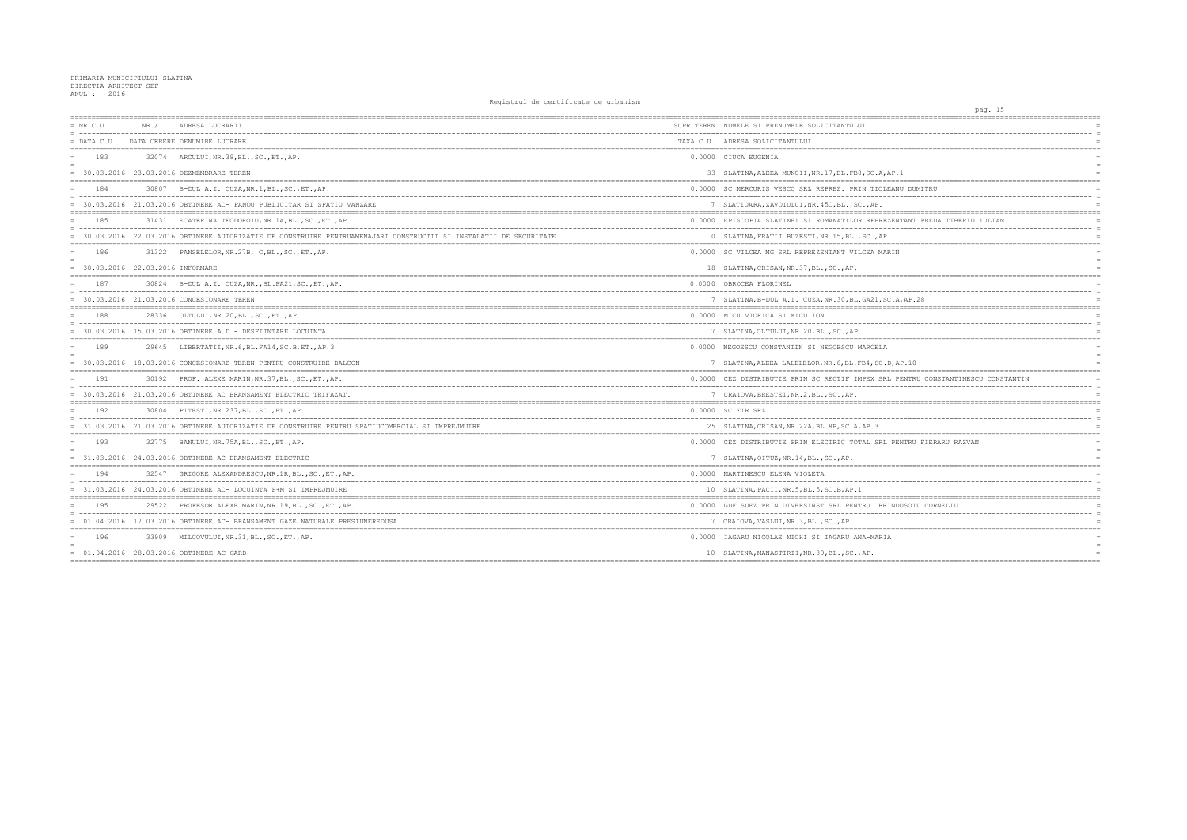PRIMARIA MUNICIPIULUI SLATINA
DIRECTIA ARHITECT-SEF
ANUL : 2016

Registrul de certificate de urbanism

| NR.C.U. / DATA C.U. | NR. / DATA CERERE | ADRESA LUCRARII / DENUMIRE LUCRARE | SUPR.TEREN / TAXA C.U. | NUMELE SI PRENUMELE SOLICITANTULUI / ADRESA SOLICITANTULUI |
|---|---|---|---|---|
| 183 / 30.03.2016 | 32074 / 23.03.2016 | ARCULUI,NR.38,BL.,SC.,ET.,AP. / DEZMEMBRARE TEREN | 0.0000 / 33 | CIUCA EUGENIA / SLATINA,ALEEA MUNCII,NR.17,BL.FB8,SC.A,AP.1 |
| 184 / 30.03.2016 | 30807 / 21.03.2016 | B-DUL A.I. CUZA,NR.1,BL.,SC.,ET.,AP. / OBTINERE AC- PANOU PUBLICITAR SI SPATIU VANZARE | 0.0000 / 7 | SC MERCURIS VESCO SRL REPREZ. PRIN TICLEANU DUMITRU / SLATIOARA,ZAVOIULUI,NR.45C,BL.,SC.,AP. |
| 185 / 30.03.2016 | 31431 / 22.03.2016 | ECATERINA TEODOROIU,NR.1A,BL.,SC.,ET.,AP. / OBTINERE AUTORIZATIE DE CONSTRUIRE PENTRUAMENAJARI CONSTRUCTII SI INSTALATII DE SECURITATE | 0.0000 / 0 | EPISCOPIA SLATINEI SI ROMANATILOR REPREZENTANT PREDA TIBERIU IULIAN / SLATINA,FRATII BUZESTI,NR.15,BL.,SC.,AP. |
| 186 / 30.03.2016 | 31322 / 22.03.2016 | PANSELELOR,NR.27B, C,BL.,SC.,ET.,AP. / INFORMARE | 0.0000 / 18 | SC VILCEA MG SRL REPREZENTANT VILCEA MARIN / SLATINA,CRISAN,NR.37,BL.,SC.,AP. |
| 187 / 30.03.2016 | 30824 / 21.03.2016 | B-DUL A.I. CUZA,NR.,BL.FA21,SC.,ET.,AP. / CONCESIONARE TEREN | 0.0000 / 7 | OBROCEA FLORINEL / SLATINA,B-DUL A.I. CUZA,NR.30,BL.GA21,SC.A,AP.28 |
| 188 / 30.03.2016 | 28336 / 15.03.2016 | OLTULUI,NR.20,BL.,SC.,ET.,AP. / OBTINERE A.D - DESFIINTARE LOCUINTA | 0.0000 / 7 | MICU VIORICA SI MICU ION / SLATINA,OLTULUI,NR.20,BL.,SC.,AP. |
| 189 / 30.03.2016 | 29645 / 18.03.2016 | LIBERTATII,NR.6,BL.FA14,SC.B,ET.,AP.3 / CONCESIONARE TEREN PENTRU CONSTRUIRE BALCON | 0.0000 / 7 | NEGOESCU CONSTANTIN SI NEGOESCU MARCELA / SLATINA,ALEEA LALELELOR,NR.6,BL.FB4,SC.D,AP.10 |
| 191 / 30.03.2016 | 30192 / 21.03.2016 | PROF. ALEXE MARIN,NR.37,BL.,SC.,ET.,AP. / OBTINERE AC BRANSAMENT ELECTRIC TRIFAZAT. | 0.0000 / 7 | CEZ DISTRIBUTIE PRIN SC RECTIF IMPEX SRL PENTRU CONSTANTINESCU CONSTANTIN / CRAIOVA,BRESTEI,NR.2,BL.,SC.,AP. |
| 192 / 31.03.2016 | 30804 / 21.03.2016 | PITESTI,NR.237,BL.,SC.,ET.,AP. / OBTINERE AUTORIZATIE DE CONSTRUIRE PENTRU SPATIUCOMERCIAL SI IMPREJMUIRE | 0.0000 / 25 | SC FIR SRL / SLATINA,CRISAN,NR.22A,BL.8B,SC.A,AP.3 |
| 193 / 31.03.2016 | 32775 / 24.03.2016 | BANULUI,NR.75A,BL.,SC.,ET.,AP. / OBTINERE AC BRANSAMENT ELECTRIC | 0.0000 / 7 | CEZ DISTRIBUTIE PRIN ELECTRIC TOTAL SRL PENTRU FIERARU RAZVAN / SLATINA,OITUZ,NR.14,BL.,SC.,AP. |
| 194 / 31.03.2016 | 32547 / 24.03.2016 | GRIGORE ALEXANDRESCU,NR.1R,BL.,SC.,ET.,AP. / OBTINERE AC- LOCUINTA P+M SI IMPREJMUIRE | 0.0000 / 10 | MARTINESCU ELENA VIOLETA / SLATINA,PACII,NR.5,BL.5,SC.B,AP.1 |
| 195 / 01.04.2016 | 29522 / 17.03.2016 | PROFESOR ALEXE MARIN,NR.19,BL.,SC.,ET.,AP. / OBTINERE AC- BRANSAMENT GAZE NATURALE PRESIUNEREDUSA | 0.0000 / 7 | GDF SUEZ PRIN DIVERSINST SRL PENTRU BRINDUSOIU CORNELIU / CRAIOVA,VASLUI,NR.3,BL.,SC.,AP. |
| 196 / 01.04.2016 | 33909 / 28.03.2016 | MILCOVULUI,NR.31,BL.,SC.,ET.,AP. / OBTINERE AC-GARD | 0.0000 / 10 | IAGARU NICOLAE NICHI SI IAGARU ANA-MARIA / SLATINA,MANASTIRII,NR.89,BL.,SC.,AP. |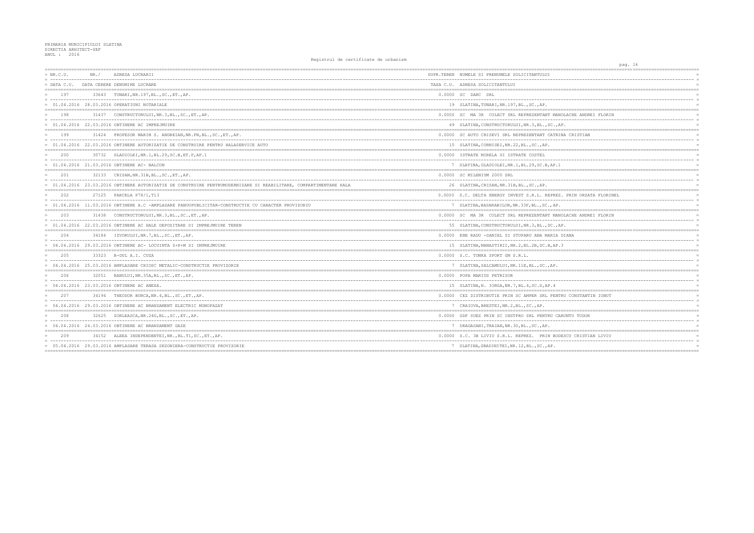PRIMARIA MUNICIPIULUI SLATINA
DIRECTIA ARHITECT-SEF
ANUL : 2016

Registrul de certificate de urbanism

| NR.C.U. / DATA C.U. | NR./ DATA CERERE | ADRESA LUCRARII / DENUMIRE LUCRARE | SUPR.TEREN / TAXA C.U. | NUMELE SI PRENUMELE SOLICITANTULUI / ADRESA SOLICITANTULUI |
|---|---|---|---|---|
| 197 | 33643 | TUNARI,NR.197,BL.,SC.,ET.,AP. | 0.0000 | SC DARC SRL |
| 01.04.2016 | 28.03.2016 | OPERATIUNI NOTARIALE | 19 | SLATINA,TUNARI,NR.197,BL.,SC.,AP. |
| 198 | 31437 | CONSTRUCTORULUI,NR.3,BL.,SC.,ET.,AP. | 0.0000 | SC MA 3R COLECT SRL REPREZENTANT MANOLACHE ANDREI FLORIN |
| 01.04.2016 | 22.03.2016 | OBTINERE AC IMPREJMUIRE | 49 | SLATINA,CONSTRUCTORULUI,NR.3,BL.,SC.,AP. |
| 199 | 31424 | PROFESOR MARIN S. ANDREIAN,NR.FN,BL.,SC.,ET.,AP. | 0.0000 | SC AUTO CRISEVI SRL REPREZENTANT CATRINA CRISTIAN |
| 01.04.2016 | 22.03.2016 | OBTINERE AUTORIZATIE DE CONSTRUIRE PENTRU HALASERVICE AUTO | 15 | SLATINA,CORNISEI,NR.22,BL.,SC.,AP. |
| 200 | 30732 | GLADIOLEI,NR.1,BL.29,SC.B,ET.P,AP.1 | 0.0000 | ISTRATE MIRELA SI ISTRATE COSTEL |
| 01.04.2016 | 21.03.2016 | OBTINERE AC- BALCON | 7 | SLATINA,GLADIOLEI,NR.1,BL.29,SC.B,AP.1 |
| 201 | 32133 | CRISAN,NR.31B,BL.,SC.,ET.,AP. | 0.0000 | SC MILENIUM 2000 SRL |
| 01.04.2016 | 23.03.2016 | OBTINERE AUTORIZATIE DE CONSTRUIRE PENTRUMODERNIZARE SI REABILITARE, COMPARTIMENTARE HALA | 26 | SLATINA,CRISAN,NR.31B,BL.,SC.,AP. |
| 202 | 27125 | PARCELA P78/1,T13 | 0.0000 | S.C. DELTA ENERGY INVEST S.R.L. REPREZ. PRIN ORZATA FLORINEL |
| 01.04.2016 | 11.03.2016 | OBTINERE A.C -AMPLASARE PANOUPUBLICITAR-CONSTRUCTIE CU CARACTER PROVIZORIU | 7 | SLATINA,BASARABILOR,NR.33F,BL.,SC.,AP. |
| 203 | 31438 | CONSTRUCTORULUI,NR.3,BL.,SC.,ET.,AP. | 0.0000 | SC MA 3R COLECT SRL REPREZENTANT MANOLACHE ANDREI FLORIN |
| 01.04.2016 | 22.03.2016 | OBTINERE AC HALE DEPOZITARE SI IMPREJMUIRE TEREN | 55 | SLATINA,CONSTRUCTORULUI,NR.3,BL.,SC.,AP. |
| 204 | 34184 | IZVORULUI,NR.7,BL.,SC.,ET.,AP. | 0.0000 | ENE RADU -DANIEL SI STUPARU ANA MARIA DIANA |
| 04.04.2016 | 29.03.2016 | OBTINERE AC- LOCUINTA S+P+M SI IMPREJMUIRE | 15 | SLATINA,MANASTIRII,NR.2,BL.2B,SC.B,AP.3 |
| 205 | 33323 | B-DUL A.I. CUZA | 0.0000 | S.C. TONKA SPORT GM S.R.L. |
| 04.04.2016 | 25.03.2016 | AMPLASARE CHIOSC METALIC-CONSTRUCTIE PROVIZORIE | 7 | SLATINA,SALCAMULUI,NR.11E,BL.,SC.,AP. |
| 206 | 32051 | BANULUI,NR.35A,BL.,SC.,ET.,AP. | 0.0000 | POPA MARIUS PETRISOR |
| 04.04.2016 | 23.03.2016 | OBTINERE AC ANEXA. | 15 | SLATINA,N. IORGA,NR.7,BL.4,SC.D,AP.4 |
| 207 | 34194 | THEODOR BURCA,NR.4,BL.,SC.,ET.,AP. | 0.0000 | CEZ DISTRIBUTIE PRIN SC AMPER SRL PENTRU CONSTANTIN IONUT |
| 04.04.2016 | 29.03.2016 | OBTINERE AC BRANSAMENT ELECTRIC MONOFAZAT | 7 | CRAIOVA,BRESTEI,NR.2,BL.,SC.,AP. |
| 208 | 32625 | ZORLEASCA,NR.24G,BL.,SC.,ET.,AP. | 0.0000 | GDF SUEZ PRIN SC INSTPRO SRL PENTRU CARUNTU TUDOR |
| 04.04.2016 | 24.03.2016 | OBTINERE AC BRANSAMENT GAZE | 7 | DRAGASANI,TRAIAN,NR.30,BL.,SC.,AP. |
| 209 | 34152 | ALEEA INDEPENDENTEI,NR.,BL.T1,SC.,ET.,AP. | 0.0000 | S.C. 3B LIVIU S.R.L. REPREZ. PRIN BODESCU CRISTIAN LIVIU |
| 05.04.2016 | 29.03.2016 | AMPLASARE TERASA SEZONIERA-CONSTRUCTIE PROVIZORIE | 7 | SLATINA,GRADINITEI,NR.12,BL.,SC.,AP. |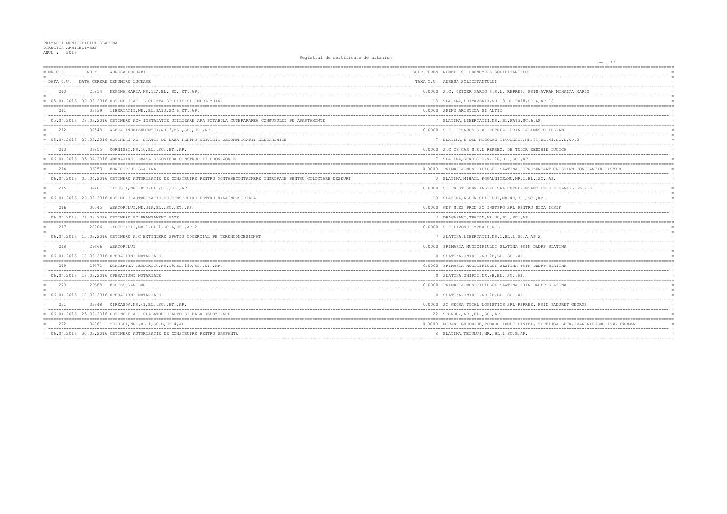PRIMARIA MUNICIPIULUI SLATINA
DIRECTIA ARHITECT-SEF
ANUL : 2016

Registrul de certificate de urbanism

| NR.C.U. / DATA C.U. | NR./ DATA CERERE | ADRESA LUCRARII / DENUMIRE LUCRARE | SUPR.TEREN / TAXA C.U. | NUMELE SI PRENUMELE SOLICITANTULUI / ADRESA SOLICITANTULUI |
|---|---|---|---|---|
| 210 | 25814 | REGINA MARIA,NR.11A,BL.,SC.,ET.,AP. | 0.0000 | S.C. GEIZER MARIO S.R.L. REPREZ. PRIN AVRAM MIHAITA MARIN |
| 05.04.2016 | 09.03.2016 | OBTINERE AC- LOCUINTA SP+P+1E SI IMPREJMUIRE | 13 | SLATINA,PRIMAVERII,NR.18,BL.FA18,SC.A,AP.18 |
| 211 | 33639 | LIBERTATII,NR.,BL.FA13,SC.6,ET.,AP. | 0.0000 | SPINU ARISTICA SI ALTII |
| 05.04.2016 | 28.03.2016 | OBTINERE AC- INSTALATIE UTILIZARE APA POTABILA CUSEPARAREA CONSUMULUI PE APARTAMENTE | 7 | SLATINA,LIBERTATII,NR.,BL.FA13,SC.6,AP. |
| 212 | 32548 | ALEEA INDEPENDENTEI,NR.3,BL.,SC.,ET.,AP. | 0.0000 | S.C. RCS&RDS S.A. REPREZ. PRIN CALINESCU IULIAN |
| 05.04.2016 | 24.03.2016 | OBTINERE AC- STATIE DE BAZA PENTRU SERVICII DECOMUNICATII ELECTRONICE | 7 | SLATINA,B-DUL NICOLAE TITULESCU,NR.41,BL.41,SC.B,AP.2 |
| 213 | 36855 | CORNISEI,NR.10,BL.,SC.,ET.,AP. | 0.0000 | S.C OK CAR S.R.L REPREZ. DE TUDOR ZENOBIE LUCICA |
| 06.04.2016 | 05.04.2016 | AMENAJARE TERASA SEZONIERA-CONSTRUCTIE PROVIZORIE | 7 | SLATINA,GRADISTE,NR.20,BL.,SC.,AP. |
| 214 | 36853 | MUNICIPIUL SLATINA | 0.0000 | PRIMARIA MUNICIPIULUI SLATINA REPREZENTANT CRISTIAN CONSTANTIN CISMARU |
| 06.04.2016 | 05.04.2016 | OBTINERE AUTORIZATIE DE CONSTRUIRE PENTRU MONTARECONTAINERE INGROPATE PENTRU COLECTARE DESEURI | 0 | SLATINA,MIHAIL KOGALNICEANU,NR.1,BL.,SC.,AP. |
| 215 | 34401 | PITESTI,NR.209B,BL.,SC.,ET.,AP. | 0.0000 | SC PREST SERV INSTAL SRL REPREZENTANT FETELE DANIEL GEORGE |
| 06.04.2016 | 29.03.2016 | OBTINERE AUTORIZATIE DE CONSTRUIRE PENTRU HALAINDUSTRIALA | 10 | SLATINA,ALEEA SPICULUI,NR.4E,BL.,SC.,AP. |
| 216 | 30545 | ABATORULUI,NR.31A,BL.,SC.,ET.,AP. | 0.0000 | GDF SUEZ PRIN SC INSTPRO SRL PENTRU NICA IOSIF |
| 06.04.2016 | 21.03.2016 | OBTINERE AC BRANSAMENT GAZE | 7 | DRAGASANI,TRAIAN,NR.30,BL.,SC.,AP. |
| 217 | 28206 | LIBERTATII,NR.1,BL.1,SC.A,ET.,AP.2 | 0.0000 | S.C PAVONE IMPEX S.R.L |
| 06.04.2016 | 15.03.2016 | OBTINERE A.C EXTINDERE SPATIU COMERCIAL PE TERENCONCESIONAT | 7 | SLATINA,LIBERTATII,NR.1,BL.1,SC.A,AP.2 |
| 218 | 29666 | ABATORULUI | 0.0000 | PRIMARIA MUNICIPIULUI SLATINA PRIN DADPP SLATINA |
| 06.04.2016 | 18.03.2016 | OPERATIUNI NOTARIALE | 0 | SLATINA,UNIRII,NR.2B,BL.,SC.,AP. |
| 219 | 29671 | ECATERINA TEODOROIU,NR.19,BL.19D,SC.,ET.,AP. | 0.0000 | PRIMARIA MUNICIPIULUI SLATINA PRIN DADPP SLATINA |
| 06.04.2016 | 18.03.2016 | OPERATIUNI NOTARIALE | 0 | SLATINA,UNIRII,NR.2B,BL.,SC.,AP. |
| 220 | 29668 | MESTESUGARILOR | 0.0000 | PRIMARIA MUNICIPIULUI SLATINA PRIN DADPP SLATINA |
| 06.04.2016 | 18.03.2016 | OPERATIUNI NOTARIALE | 0 | SLATINA,UNIRII,NR.2B,BL.,SC.,AP. |
| 221 | 33348 | CIREASOV,NR.41,BL.,SC.,ET.,AP. | 0.0000 | SC GEORA TOTAL LOGISTICS SRL REPREZ. PRIN PADURET GEORGE |
| 06.04.2016 | 25.03.2016 | OBTINERE AC- SPALATORIE AUTO SI HALA DEPOZITARE | 22 | SCUNDU,,NR.,BL.,SC.,AP. |
| 222 | 34861 | TEIULUI,NR.,BL.1,SC.B,ET.4,AP. | 0.0000 | MORARU GHEORGHE,PODARU IONUT-DANIEL, TEPELIGA GETA,IVAN NICUSOR-IVAN CARMEN |
| 06.04.2016 | 30.03.2016 | OBTINERE AUTORIZATIE DE CONSTRUIRE PENTRU SARPANTA | 8 | SLATINA,TEIULUI,NR.,BL.1,SC.B,AP. |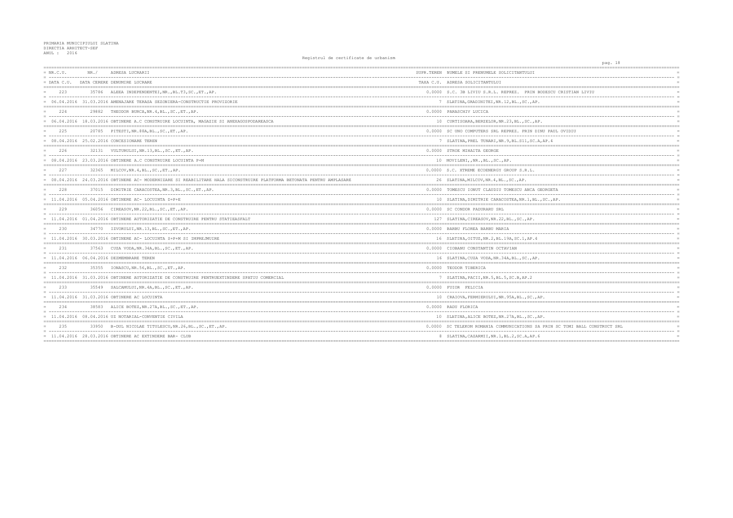PRIMARIA MUNICIPIULUI SLATINA
DIRECTIA ARHITECT-SEF
ANUL : 2016

Registrul de certificate de urbanism

| NR.C.U. / DATA C.U. | NR./ DATA CERERE | ADRESA LUCRARII / DENUMIRE LUCRARE | SUPR.TEREN / TAXA C.U. | NUMELE SI PRENUMELE SOLICITANTULUI / ADRESA SOLICITANTULUI |
|---|---|---|---|---|
| 223 | 35786 | ALEEA INDEPENDENTEI,NR.,BL.T3,SC.,ET.,AP. | 0.0000 | S.C. 3B LIVIU S.R.L. REPREZ. PRIN BODESCU CRISTIAN LIVIU |
| 06.04.2016 | 31.03.2016 | AMENAJARE TERASA SEZONIERA-CONSTRUCTIE PROVIZORIE | 7 | SLATINA,GRADINITEI,NR.12,BL.,SC.,AP. |
| 224 | 29882 | THEODOR BURCA,NR.4,BL.,SC.,ET.,AP. | 0.0000 | PARASCHIV LUCICA |
| 06.04.2016 | 18.03.2016 | OBTINERE A.C CONSTRUIRE LOCUINTA, MAGAZIE SI ANEXAGOSPODAREASCA | 10 | CURTISOARA,BERZELOR,NR.23,BL.,SC.,AP. |
| 225 | 20785 | PITESTI,NR.88A,BL.,SC.,ET.,AP. | 0.0000 | SC UNO COMPUTERS SRL REPREZ. PRIN DINU PAUL OVIDIU |
| 08.04.2016 | 25.02.2016 | CONCESIONARE TEREN | 7 | SLATINA,PREL TUNARI,NR.9,BL.S11,SC.A,AP.4 |
| 226 | 32131 | VULTURULUI,NR.13,BL.,SC.,ET.,AP. | 0.0000 | STROE MIHAITA GEORGE |
| 08.04.2016 | 23.03.2016 | OBTINERE A.C CONSTRUIRE LOCUINTA P+M | 10 | MOVILENI,,NR.,BL.,SC.,AP. |
| 227 | 32365 | MILCOV,NR.4,BL.,SC.,ET.,AP. | 0.0000 | S.C. XTREME ECOENERGY GROUP S.R.L. |
| 08.04.2016 | 24.03.2016 | OBTINERE AC- MODERNIZARE SI REABILITARE HALA SICONSTRUIRE PLATFORMA BETONATA PENTRU AMPLASARE | 26 | SLATINA,MILCOV,NR.4,BL.,SC.,AP. |
| 228 | 37015 | DIMITRIE CARACOSTEA,NR.3,BL.,SC.,ET.,AP. | 0.0000 | TOMESCU IONUT CLAUDIU TOMESCU ANCA GEORGETA |
| 11.04.2016 | 05.04.2016 | OBTINERE AC- LOCUINTA D+P+E | 10 | SLATINA,DIMITRIE CARACOSTEA,NR.1,BL.,SC.,AP. |
| 229 | 36056 | CIREASOV,NR.22,BL.,SC.,ET.,AP. | 0.0000 | SC CONDOR PADURARU SRL |
| 11.04.2016 | 01.04.2016 | OBTINERE AUTORIZATIE DE CONSTRUIRE PENTRU STATIEASFALT | 127 | SLATINA,CIREASOV,NR.22,BL.,SC.,AP. |
| 230 | 34770 | IZVORULUI,NR.13,BL.,SC.,ET.,AP. | 0.0000 | BARBU FLOREA BARBU MARIA |
| 11.04.2016 | 30.03.2016 | OBTINERE AC- LOCUINTA S+P+M SI IMPREJMUIRE | 16 | SLATINA,OITUZ,NR.2,BL.19A,SC.1,AP.4 |
| 231 | 37563 | CUZA VODA,NR.34A,BL.,SC.,ET.,AP. | 0.0000 | CIOBANU CONSTANTIN OCTAVIAN |
| 11.04.2016 | 06.04.2016 | DEZMEMBRARE TEREN | 16 | SLATINA,CUZA VODA,NR.34A,BL.,SC.,AP. |
| 232 | 35355 | IONASCU,NR.56,BL.,SC.,ET.,AP. | 0.0000 | TEODOR TIBERICA |
| 11.04.2016 | 31.03.2016 | OBTINERE AUTORIZATIE DE CONSTRUIRE PENTRUEXTINDERE SPATIU COMERCIAL | 7 | SLATINA,PACII,NR.5,BL.5,SC.B,AP.2 |
| 233 | 35549 | SALCAMULUI,NR.4A,BL.,SC.,ET.,AP. | 0.0000 | FUIOR FELICIA |
| 11.04.2016 | 31.03.2016 | OBTINERE AC LOCUINTA | 10 | CRAIOVA,FERMIERULUI,NR.95A,BL.,SC.,AP. |
| 234 | 38583 | ALICE BOTEZ,NR.27A,BL.,SC.,ET.,AP. | 0.0000 | RADU FLORICA |
| 11.04.2016 | 08.04.2016 | UZ NOTARIAL-CONVENTIE CIVILA | 10 | SLATINA,ALICE BOTEZ,NR.27A,BL.,SC.,AP. |
| 235 | 33950 | B-DUL NICOLAE TITULESCU,NR.26,BL.,SC.,ET.,AP. | 0.0000 | SC TELEKOM ROMANIA COMMUNICATIONS SA PRIN SC TOMI BALL CONSTRUCT SRL |
| 11.04.2016 | 28.03.2016 | OBTINERE AC EXTINDERE BAR- CLUB | 8 | SLATINA,CAZARMII,NR.1,BL.2,SC.A,AP.6 |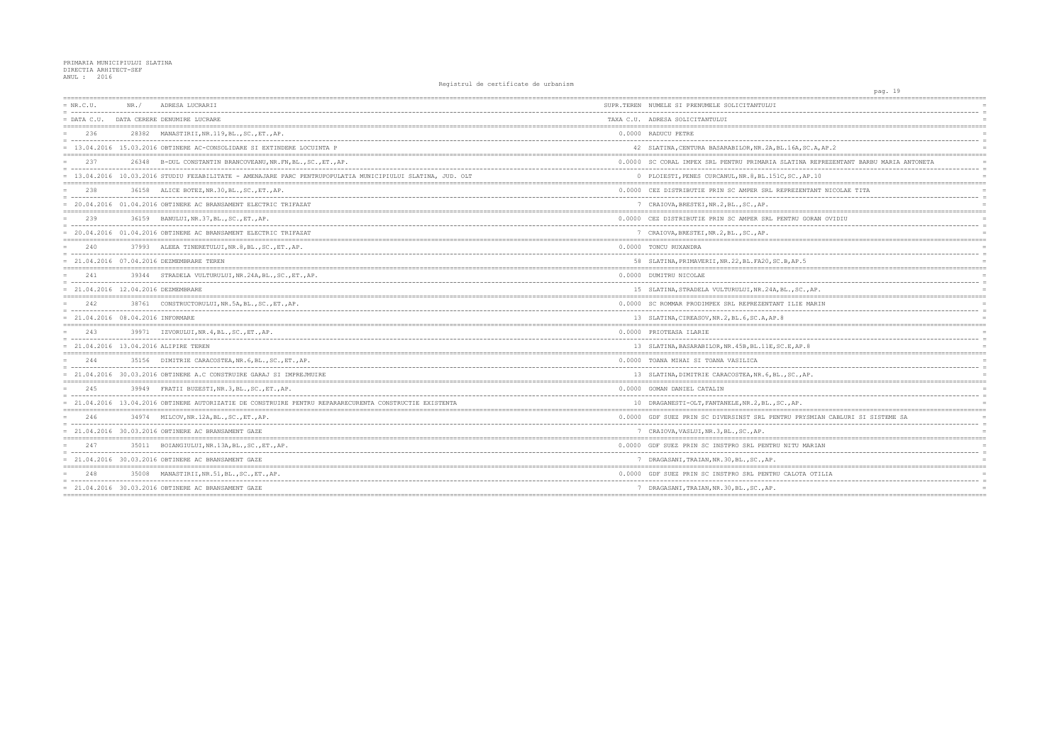PRIMARIA MUNICIPIULUI SLATINA
DIRECTIA ARHITECT-SEF
ANUL : 2016

Registrul de certificate de urbanism

| NR.C.U. / DATA C.U. | NR./ DATA CERERE | ADRESA LUCRARII / DENUMIRE LUCRARE | SUPR.TEREN / TAXA C.U. | NUMELE SI PRENUMELE SOLICITANTULUI / ADRESA SOLICITANTULUI |
|---|---|---|---|---|
| 236 | 28382 | MANASTIRII,NR.119,BL.,SC.,ET.,AP. | 0.0000 | RADUCU PETRE |
| 13.04.2016 | 15.03.2016 | OBTINERE AC-CONSOLIDARE SI EXTINDERE LOCUINTA P | 42 | SLATINA,CENTURA BASARABILOR,NR.2A,BL.16A,SC.A,AP.2 |
| 237 | 26348 | B-DUL CONSTANTIN BRANCOVEANU,NR.FN,BL.,SC.,ET.,AP. | 0.0000 | SC CORAL IMPEX SRL PENTRU PRIMARIA SLATINA REPREZENTANT BARBU MARIA ANTONETA |
| 13.04.2016 | 10.03.2016 | STUDIU FEZABILITATE - AMENAJARE PARC PENTRUPOPULATIA MUNICIPIULUI SLATINA, JUD. OLT | 0 | PLOIESTI,PENES CURCANUL,NR.8,BL.151C,SC.,AP.10 |
| 238 | 36158 | ALICE BOTEZ,NR.30,BL.,SC.,ET.,AP. | 0.0000 | CEZ DISTRIBUTIE PRIN SC AMPER SRL REPREZENTANT NICOLAE TITA |
| 20.04.2016 | 01.04.2016 | OBTINERE AC BRANSAMENT ELECTRIC TRIFAZAT | 7 | CRAIOVA,BRESTEI,NR.2,BL.,SC.,AP. |
| 239 | 36159 | BANULUI,NR.37,BL.,SC.,ET.,AP. | 0.0000 | CEZ DISTRIBUTIE PRIN SC AMPER SRL PENTRU GORAN OVIDIU |
| 20.04.2016 | 01.04.2016 | OBTINERE AC BRANSAMENT ELECTRIC TRIFAZAT | 7 | CRAIOVA,BRESTEI,NR.2,BL.,SC.,AP. |
| 240 | 37993 | ALEEA TINERETULUI,NR.8,BL.,SC.,ET.,AP. | 0.0000 | TONCU RUXANDRA |
| 21.04.2016 | 07.04.2016 | DEZMEMBRARE TEREN | 58 | SLATINA,PRIMAVERII,NR.22,BL.FA20,SC.B,AP.5 |
| 241 | 39344 | STRADELA VULTURULUI,NR.24A,BL.,SC.,ET.,AP. | 0.0000 | DUMITRU NICOLAE |
| 21.04.2016 | 12.04.2016 | DEZMEMBRARE | 15 | SLATINA,STRADELA VULTURULUI,NR.24A,BL.,SC.,AP. |
| 242 | 38761 | CONSTRUCTORULUI,NR.5A,BL.,SC.,ET.,AP. | 0.0000 | SC ROMMAR PRODIMPEX SRL REPREZENTANT ILIE MARIN |
| 21.04.2016 | 08.04.2016 | INFORMARE | 13 | SLATINA,CIREASOV,NR.2,BL.6,SC.A,AP.8 |
| 243 | 39971 | IZVORULUI,NR.4,BL.,SC.,ET.,AP. | 0.0000 | PRIOTEASA ILARIE |
| 21.04.2016 | 13.04.2016 | ALIPIRE TEREN | 13 | SLATINA,BASARABILOR,NR.45B,BL.11E,SC.E,AP.8 |
| 244 | 35156 | DIMITRIE CARACOSTEA,NR.6,BL.,SC.,ET.,AP. | 0.0000 | TOANA MIHAI SI TOANA VASILICA |
| 21.04.2016 | 30.03.2016 | OBTINERE A.C CONSTRUIRE GARAJ SI IMPREJMUIRE | 13 | SLATINA,DIMITRIE CARACOSTEA,NR.6,BL.,SC.,AP. |
| 245 | 39949 | FRATII BUZESTI,NR.3,BL.,SC.,ET.,AP. | 0.0000 | GOMAN DANIEL CATALIN |
| 21.04.2016 | 13.04.2016 | OBTINERE AUTORIZATIE DE CONSTRUIRE PENTRU REPARARECURENTA CONSTRUCTIE EXISTENTA | 10 | DRAGANESTI-OLT,FANTANELE,NR.2,BL.,SC.,AP. |
| 246 | 34974 | MILCOV,NR.12A,BL.,SC.,ET.,AP. | 0.0000 | GDF SUEZ PRIN SC DIVERSINST SRL PENTRU PRYSMIAN CABLURI SI SISTEME SA |
| 21.04.2016 | 30.03.2016 | OBTINERE AC BRANSAMENT GAZE | 7 | CRAIOVA,VASLUI,NR.3,BL.,SC.,AP. |
| 247 | 35011 | BOIANGIULUI,NR.13A,BL.,SC.,ET.,AP. | 0.0000 | GDF SUEZ PRIN SC INSTPRO SRL PENTRU NITU MARIAN |
| 21.04.2016 | 30.03.2016 | OBTINERE AC BRANSAMENT GAZE | 7 | DRAGASANI,TRAIAN,NR.30,BL.,SC.,AP. |
| 248 | 35008 | MANASTIRII,NR.51,BL.,SC.,ET.,AP. | 0.0000 | GDF SUEZ PRIN SC INSTPRO SRL PENTRU CALOTA OTILIA |
| 21.04.2016 | 30.03.2016 | OBTINERE AC BRANSAMENT GAZE | 7 | DRAGASANI,TRAIAN,NR.30,BL.,SC.,AP. |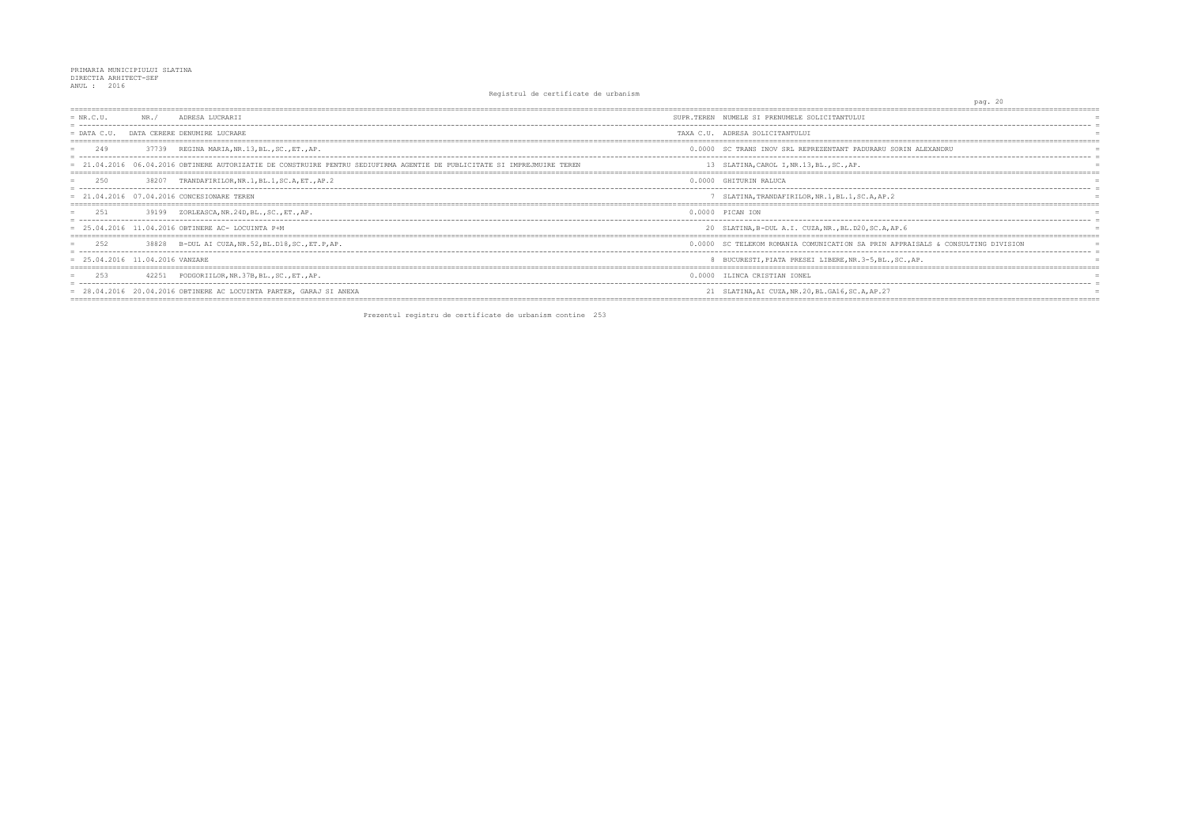PRIMARIA MUNICIPIULUI SLATINA
DIRECTIA ARHITECT-SEF
ANUL : 2016

Registrul de certificate de urbanism

| NR.C.U. / DATA C.U. | NR. / DATA CERERE | ADRESA LUCRARII / DENUMIRE LUCRARE | SUPR.TEREN / TAXA C.U. | NUMELE SI PRENUMELE SOLICITANTULUI / ADRESA SOLICITANTULUI |
|---|---|---|---|---|
| 249 | 37739 | REGINA MARIA,NR.13,BL.,SC.,ET.,AP. | 0.0000 | SC TRANS INOV SRL REPREZENTANT PADURARU SORIN ALEXANDRU |
| 21.04.2016 | 06.04.2016 | OBTINERE AUTORIZATIE DE CONSTRUIRE PENTRU SEDIUFIRMA AGENTIE DE PUBLICITATE SI IMPREJMUIRE TEREN | 13 | SLATINA,CAROL I,NR.13,BL.,SC.,AP. |
| 250 | 38207 | TRANDAFIRILOR,NR.1,BL.1,SC.A,ET.,AP.2 | 0.0000 | GHITURIN RALUCA |
| 21.04.2016 | 07.04.2016 | CONCESIONARE TEREN | 7 | SLATINA,TRANDAFIRILOR,NR.1,BL.1,SC.A,AP.2 |
| 251 | 39199 | ZORLEASCA,NR.24D,BL.,SC.,ET.,AP. | 0.0000 | PICAN ION |
| 25.04.2016 | 11.04.2016 | OBTINERE AC- LOCUINTA P+M | 20 | SLATINA,B-DUL A.I. CUZA,NR.,BL.D20,SC.A,AP.6 |
| 252 | 38828 | B-DUL AI CUZA,NR.52,BL.D18,SC.,ET.P,AP. | 0.0000 | SC TELEKOM ROMANIA COMUNICATION SA PRIN APPRAISALS & CONSULTING DIVISION |
| 25.04.2016 | 11.04.2016 | VANZARE | 8 | BUCURESTI,PIATA PRESEI LIBERE,NR.3-5,BL.,SC.,AP. |
| 253 | 42251 | PODGORIILOR,NR.37B,BL.,SC.,ET.,AP. | 0.0000 | ILINCA CRISTIAN IONEL |
| 28.04.2016 | 20.04.2016 | OBTINERE AC LOCUINTA PARTER, GARAJ SI ANEXA | 21 | SLATINA,AI CUZA,NR.20,BL.GA16,SC.A,AP.27 |

Prezentul registru de certificate de urbanism contine 253